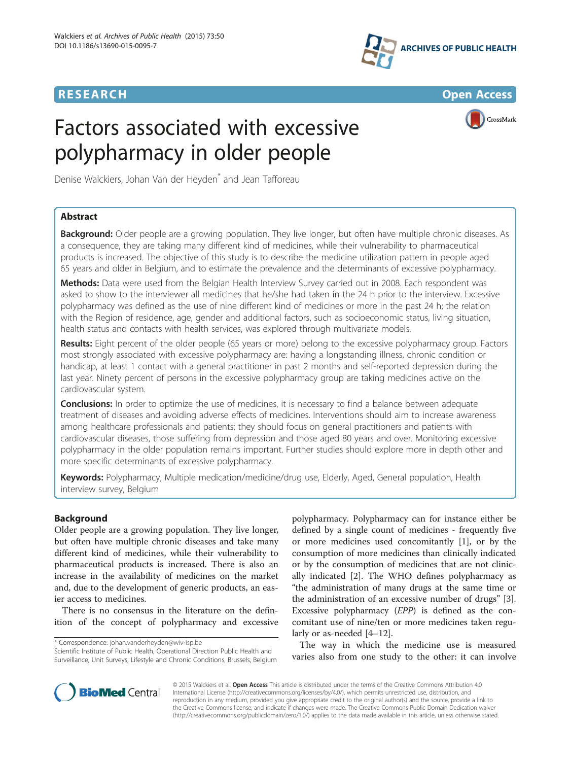RESEARCH Open Access

# Factors associated with excessive polypharmacy in older people

Denise Walckiers, Johan Van der Heyden* and Jean Tafforeau

## Abstract

**Background:** Older people are a growing population. They live longer, but often have multiple chronic diseases. As a consequence, they are taking many different kind of medicines, while their vulnerability to pharmaceutical products is increased. The objective of this study is to describe the medicine utilization pattern in people aged 65 years and older in Belgium, and to estimate the prevalence and the determinants of excessive polypharmacy.

**Methods:** Data were used from the Belgian Health Interview Survey carried out in 2008. Each respondent was asked to show to the interviewer all medicines that he/she had taken in the 24 h prior to the interview. Excessive polypharmacy was defined as the use of nine different kind of medicines or more in the past 24 h; the relation with the Region of residence, age, gender and additional factors, such as socioeconomic status, living situation, health status and contacts with health services, was explored through multivariate models.

**Results:** Eight percent of the older people (65 years or more) belong to the excessive polypharmacy group. Factors most strongly associated with excessive polypharmacy are: having a longstanding illness, chronic condition or handicap, at least 1 contact with a general practitioner in past 2 months and self-reported depression during the last year. Ninety percent of persons in the excessive polypharmacy group are taking medicines active on the cardiovascular system.

**Conclusions:** In order to optimize the use of medicines, it is necessary to find a balance between adequate treatment of diseases and avoiding adverse effects of medicines. Interventions should aim to increase awareness among healthcare professionals and patients; they should focus on general practitioners and patients with cardiovascular diseases, those suffering from depression and those aged 80 years and over. Monitoring excessive polypharmacy in the older population remains important. Further studies should explore more in depth other and more specific determinants of excessive polypharmacy.

**Keywords:** Polypharmacy, Multiple medication/medicine/drug use, Elderly, Aged, General population, Health interview survey, Belgium

## Background

Older people are a growing population. They live longer, but often have multiple chronic diseases and take many different kind of medicines, while their vulnerability to pharmaceutical products is increased. There is also an increase in the availability of medicines on the market and, due to the development of generic products, an easier access to medicines.

There is no consensus in the literature on the definition of the concept of polypharmacy and excessive polypharmacy. Polypharmacy can for instance either be defined by a single count of medicines - frequently five or more medicines used concomitantly [1], or by the consumption of more medicines than clinically indicated or by the consumption of medicines that are not clinically indicated [2]. The WHO defines polypharmacy as "the administration of many drugs at the same time or the administration of an excessive number of drugs" [3]. Excessive polypharmacy (*EPP*) is defined as the concomitant use of nine/ten or more medicines taken regularly or as-needed [4–12].

The way in which the medicine use is measured varies also from one study to the other: it can involve

* Correspondence: johan.vanderheyden@wiv-isp.be
Scientific Institute of Public Health, Operational Direction Public Health and Surveillance, Unit Surveys, Lifestyle and Chronic Conditions, Brussels, Belgium

© 2015 Walckiers et al. **Open Access** This article is distributed under the terms of the Creative Commons Attribution 4.0 International License (http://creativecommons.org/licenses/by/4.0/), which permits unrestricted use, distribution, and reproduction in any medium, provided you give appropriate credit to the original author(s) and the source, provide a link to the Creative Commons license, and indicate if changes were made. The Creative Commons Public Domain Dedication waiver (http://creativecommons.org/publicdomain/zero/1.0/) applies to the data made available in this article, unless otherwise stated.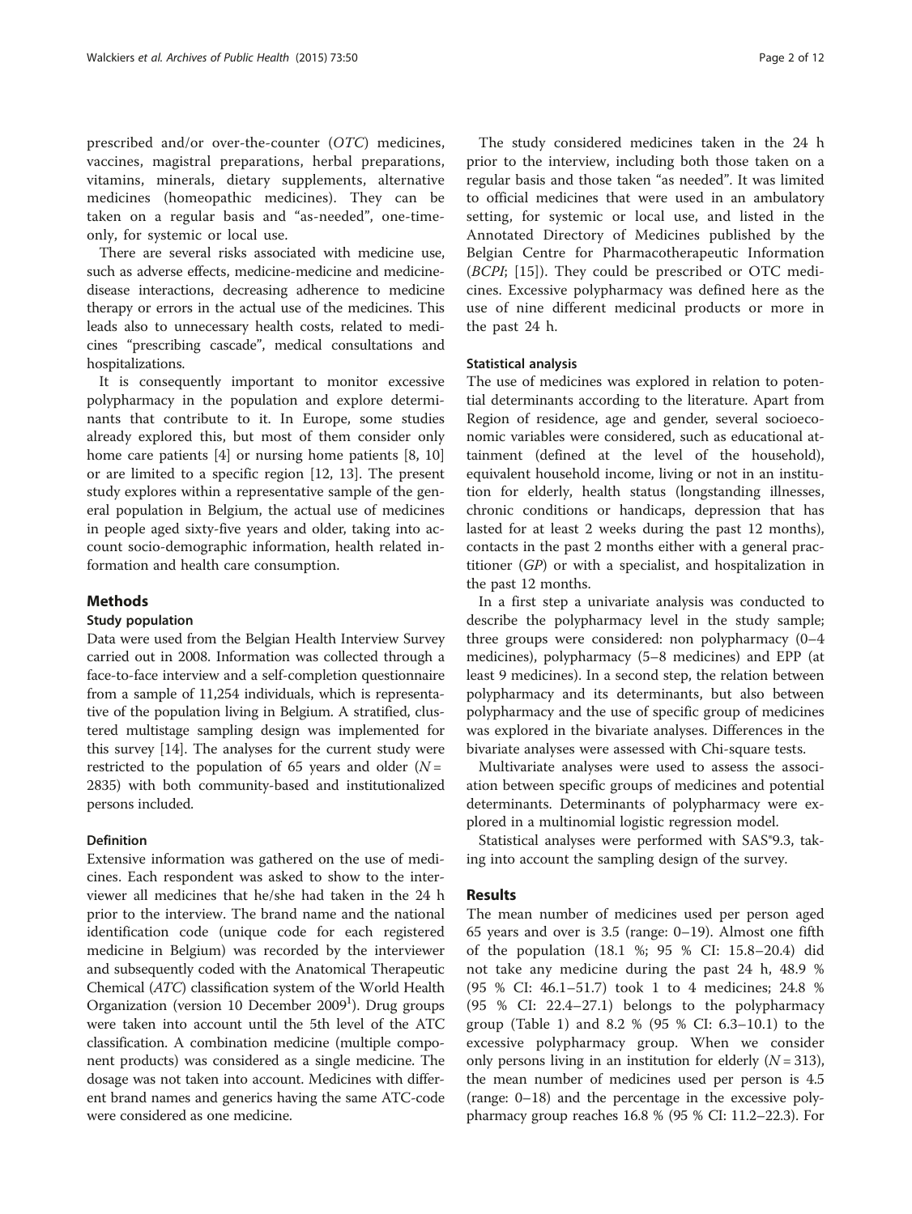prescribed and/or over-the-counter (*OTC*) medicines, vaccines, magistral preparations, herbal preparations, vitamins, minerals, dietary supplements, alternative medicines (homeopathic medicines). They can be taken on a regular basis and "as-needed", one-time-only, for systemic or local use.

There are several risks associated with medicine use, such as adverse effects, medicine-medicine and medicine-disease interactions, decreasing adherence to medicine therapy or errors in the actual use of the medicines. This leads also to unnecessary health costs, related to medicines "prescribing cascade", medical consultations and hospitalizations.

It is consequently important to monitor excessive polypharmacy in the population and explore determinants that contribute to it. In Europe, some studies already explored this, but most of them consider only home care patients [4] or nursing home patients [8, 10] or are limited to a specific region [12, 13]. The present study explores within a representative sample of the general population in Belgium, the actual use of medicines in people aged sixty-five years and older, taking into account socio-demographic information, health related information and health care consumption.

## Methods

### Study population

Data were used from the Belgian Health Interview Survey carried out in 2008. Information was collected through a face-to-face interview and a self-completion questionnaire from a sample of 11,254 individuals, which is representative of the population living in Belgium. A stratified, clustered multistage sampling design was implemented for this survey [14]. The analyses for the current study were restricted to the population of 65 years and older ($N$ = 2835) with both community-based and institutionalized persons included.

### Definition

Extensive information was gathered on the use of medicines. Each respondent was asked to show to the interviewer all medicines that he/she had taken in the 24 h prior to the interview. The brand name and the national identification code (unique code for each registered medicine in Belgium) was recorded by the interviewer and subsequently coded with the Anatomical Therapeutic Chemical (*ATC*) classification system of the World Health Organization (version 10 December 2009[1]). Drug groups were taken into account until the 5th level of the ATC classification. A combination medicine (multiple component products) was considered as a single medicine. The dosage was not taken into account. Medicines with different brand names and generics having the same ATC-code were considered as one medicine.

The study considered medicines taken in the 24 h prior to the interview, including both those taken on a regular basis and those taken "as needed". It was limited to official medicines that were used in an ambulatory setting, for systemic or local use, and listed in the Annotated Directory of Medicines published by the Belgian Centre for Pharmacotherapeutic Information (*BCPI*; [15]). They could be prescribed or OTC medicines. Excessive polypharmacy was defined here as the use of nine different medicinal products or more in the past 24 h.

### Statistical analysis

The use of medicines was explored in relation to potential determinants according to the literature. Apart from Region of residence, age and gender, several socioeconomic variables were considered, such as educational attainment (defined at the level of the household), equivalent household income, living or not in an institution for elderly, health status (longstanding illnesses, chronic conditions or handicaps, depression that has lasted for at least 2 weeks during the past 12 months), contacts in the past 2 months either with a general practitioner (*GP*) or with a specialist, and hospitalization in the past 12 months.

In a first step a univariate analysis was conducted to describe the polypharmacy level in the study sample; three groups were considered: non polypharmacy (0–4 medicines), polypharmacy (5–8 medicines) and EPP (at least 9 medicines). In a second step, the relation between polypharmacy and its determinants, but also between polypharmacy and the use of specific group of medicines was explored in the bivariate analyses. Differences in the bivariate analyses were assessed with Chi-square tests.

Multivariate analyses were used to assess the association between specific groups of medicines and potential determinants. Determinants of polypharmacy were explored in a multinomial logistic regression model.

Statistical analyses were performed with SAS®9.3, taking into account the sampling design of the survey.

## Results

The mean number of medicines used per person aged 65 years and over is 3.5 (range: 0–19). Almost one fifth of the population (18.1 %; 95 % CI: 15.8–20.4) did not take any medicine during the past 24 h, 48.9 % (95 % CI: 46.1–51.7) took 1 to 4 medicines; 24.8 % (95 % CI: 22.4–27.1) belongs to the polypharmacy group (Table 1) and 8.2 % (95 % CI: 6.3–10.1) to the excessive polypharmacy group. When we consider only persons living in an institution for elderly ($N$ = 313), the mean number of medicines used per person is 4.5 (range: 0–18) and the percentage in the excessive polypharmacy group reaches 16.8 % (95 % CI: 11.2–22.3). For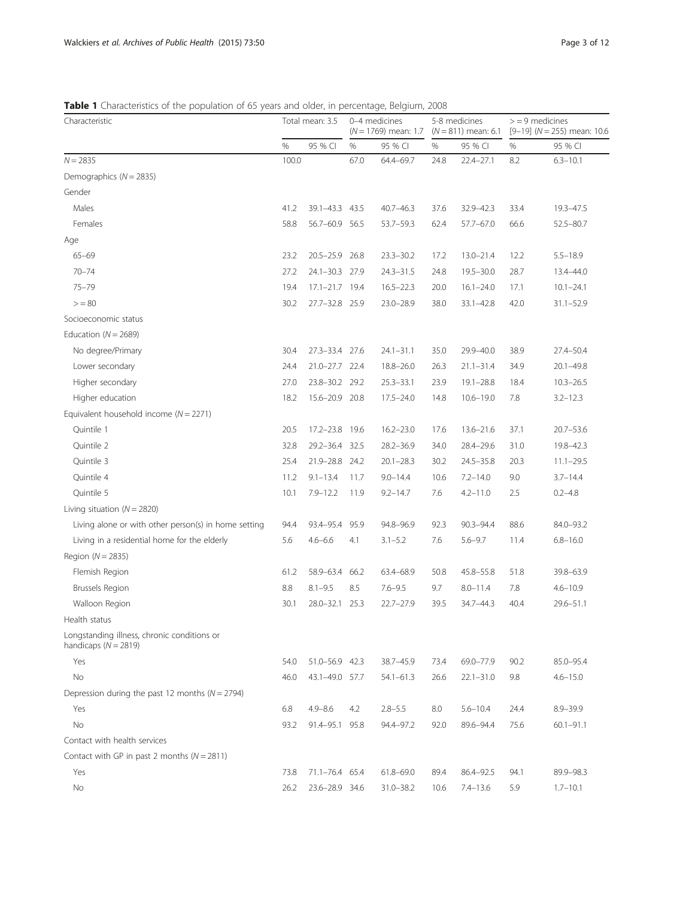**Table 1** Characteristics of the population of 65 years and older, in percentage, Belgium, 2008

| Characteristic | Total mean: 3.5 | | 0–4 medicines ($N = 1769$) mean: 1.7 | | 5-8 medicines ($N = 811$) mean: 6.1 | | >= 9 medicines [9–19] ($N = 255$) mean: 10.6 | |
|---|---|---|---|---|---|---|---|---|
| | % | 95 % CI | % | 95 % CI | % | 95 % CI | % | 95 % CI |
| $N = 2835$ | 100.0 | | 67.0 | 64.4–69.7 | 24.8 | 22.4–27.1 | 8.2 | 6.3–10.1 |
| Demographics ($N = 2835$) | | | | | | | | |
| Gender | | | | | | | | |
| Males | 41.2 | 39.1–43.3 | 43.5 | 40.7–46.3 | 37.6 | 32.9–42.3 | 33.4 | 19.3–47.5 |
| Females | 58.8 | 56.7–60.9 | 56.5 | 53.7–59.3 | 62.4 | 57.7–67.0 | 66.6 | 52.5–80.7 |
| Age | | | | | | | | |
| 65–69 | 23.2 | 20.5–25.9 | 26.8 | 23.3–30.2 | 17.2 | 13.0–21.4 | 12.2 | 5.5–18.9 |
| 70–74 | 27.2 | 24.1–30.3 | 27.9 | 24.3–31.5 | 24.8 | 19.5–30.0 | 28.7 | 13.4–44.0 |
| 75–79 | 19.4 | 17.1–21.7 | 19.4 | 16.5–22.3 | 20.0 | 16.1–24.0 | 17.1 | 10.1–24.1 |
| >= 80 | 30.2 | 27.7–32.8 | 25.9 | 23.0–28.9 | 38.0 | 33.1–42.8 | 42.0 | 31.1–52.9 |
| Socioeconomic status | | | | | | | | |
| Education ($N = 2689$) | | | | | | | | |
| No degree/Primary | 30.4 | 27.3–33.4 | 27.6 | 24.1–31.1 | 35.0 | 29.9–40.0 | 38.9 | 27.4–50.4 |
| Lower secondary | 24.4 | 21.0–27.7 | 22.4 | 18.8–26.0 | 26.3 | 21.1–31.4 | 34.9 | 20.1–49.8 |
| Higher secondary | 27.0 | 23.8–30.2 | 29.2 | 25.3–33.1 | 23.9 | 19.1–28.8 | 18.4 | 10.3–26.5 |
| Higher education | 18.2 | 15.6–20.9 | 20.8 | 17.5–24.0 | 14.8 | 10.6–19.0 | 7.8 | 3.2–12.3 |
| Equivalent household income ($N = 2271$) | | | | | | | | |
| Quintile 1 | 20.5 | 17.2–23.8 | 19.6 | 16.2–23.0 | 17.6 | 13.6–21.6 | 37.1 | 20.7–53.6 |
| Quintile 2 | 32.8 | 29.2–36.4 | 32.5 | 28.2–36.9 | 34.0 | 28.4–29.6 | 31.0 | 19.8–42.3 |
| Quintile 3 | 25.4 | 21.9–28.8 | 24.2 | 20.1–28.3 | 30.2 | 24.5–35.8 | 20.3 | 11.1–29.5 |
| Quintile 4 | 11.2 | 9.1–13.4 | 11.7 | 9.0–14.4 | 10.6 | 7.2–14.0 | 9.0 | 3.7–14.4 |
| Quintile 5 | 10.1 | 7.9–12.2 | 11.9 | 9.2–14.7 | 7.6 | 4.2–11.0 | 2.5 | 0.2–4.8 |
| Living situation ($N = 2820$) | | | | | | | | |
| Living alone or with other person(s) in home setting | 94.4 | 93.4–95.4 | 95.9 | 94.8–96.9 | 92.3 | 90.3–94.4 | 88.6 | 84.0–93.2 |
| Living in a residential home for the elderly | 5.6 | 4.6–6.6 | 4.1 | 3.1–5.2 | 7.6 | 5.6–9.7 | 11.4 | 6.8–16.0 |
| Region ($N = 2835$) | | | | | | | | |
| Flemish Region | 61.2 | 58.9–63.4 | 66.2 | 63.4–68.9 | 50.8 | 45.8–55.8 | 51.8 | 39.8–63.9 |
| Brussels Region | 8.8 | 8.1–9.5 | 8.5 | 7.6–9.5 | 9.7 | 8.0–11.4 | 7.8 | 4.6–10.9 |
| Walloon Region | 30.1 | 28.0–32.1 | 25.3 | 22.7–27.9 | 39.5 | 34.7–44.3 | 40.4 | 29.6–51.1 |
| Health status | | | | | | | | |
| Longstanding illness, chronic conditions or handicaps ($N = 2819$) | | | | | | | | |
| Yes | 54.0 | 51.0–56.9 | 42.3 | 38.7–45.9 | 73.4 | 69.0–77.9 | 90.2 | 85.0–95.4 |
| No | 46.0 | 43.1–49.0 | 57.7 | 54.1–61.3 | 26.6 | 22.1–31.0 | 9.8 | 4.6–15.0 |
| Depression during the past 12 months ($N = 2794$) | | | | | | | | |
| Yes | 6.8 | 4.9–8.6 | 4.2 | 2.8–5.5 | 8.0 | 5.6–10.4 | 24.4 | 8.9–39.9 |
| No | 93.2 | 91.4–95.1 | 95.8 | 94.4–97.2 | 92.0 | 89.6–94.4 | 75.6 | 60.1–91.1 |
| Contact with health services | | | | | | | | |
| Contact with GP in past 2 months ($N = 2811$) | | | | | | | | |
| Yes | 73.8 | 71.1–76.4 | 65.4 | 61.8–69.0 | 89.4 | 86.4–92.5 | 94.1 | 89.9–98.3 |
| No | 26.2 | 23.6–28.9 | 34.6 | 31.0–38.2 | 10.6 | 7.4–13.6 | 5.9 | 1.7–10.1 |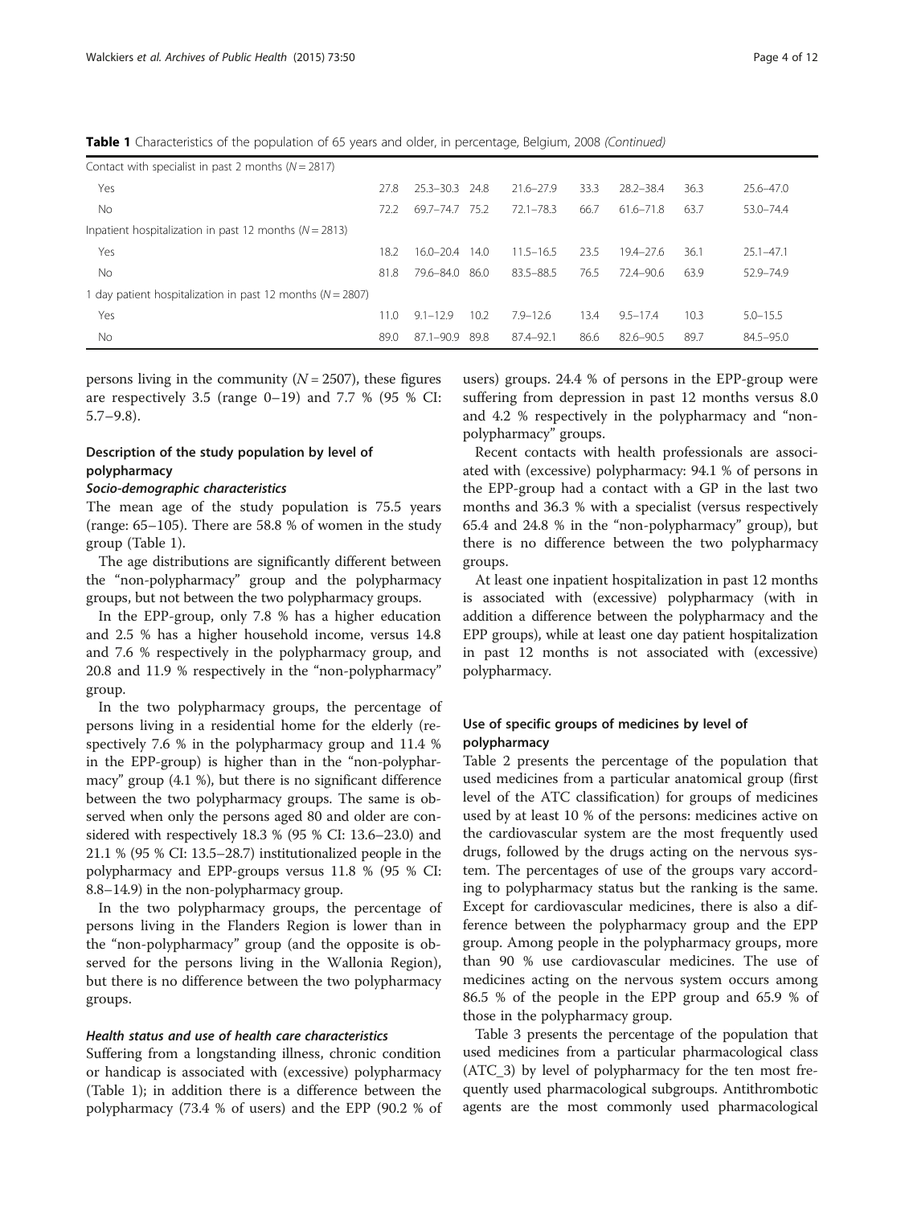**Table 1** Characteristics of the population of 65 years and older, in percentage, Belgium, 2008 *(Continued)*

| | | | | | | | | |
|---|---|---|---|---|---|---|---|---|
| Contact with specialist in past 2 months (*N* = 2817) | | | | | | | | |
| Yes | 27.8 | 25.3–30.3 | 24.8 | 21.6–27.9 | 33.3 | 28.2–38.4 | 36.3 | 25.6–47.0 |
| No | 72.2 | 69.7–74.7 | 75.2 | 72.1–78.3 | 66.7 | 61.6–71.8 | 63.7 | 53.0–74.4 |
| Inpatient hospitalization in past 12 months (*N* = 2813) | | | | | | | | |
| Yes | 18.2 | 16.0–20.4 | 14.0 | 11.5–16.5 | 23.5 | 19.4–27.6 | 36.1 | 25.1–47.1 |
| No | 81.8 | 79.6–84.0 | 86.0 | 83.5–88.5 | 76.5 | 72.4–90.6 | 63.9 | 52.9–74.9 |
| 1 day patient hospitalization in past 12 months (*N* = 2807) | | | | | | | | |
| Yes | 11.0 | 9.1–12.9 | 10.2 | 7.9–12.6 | 13.4 | 9.5–17.4 | 10.3 | 5.0–15.5 |
| No | 89.0 | 87.1–90.9 | 89.8 | 87.4–92.1 | 86.6 | 82.6–90.5 | 89.7 | 84.5–95.0 |

persons living in the community (*N* = 2507), these figures are respectively 3.5 (range 0–19) and 7.7 % (95 % CI: 5.7–9.8).

## Description of the study population by level of polypharmacy

### *Socio-demographic characteristics*

The mean age of the study population is 75.5 years (range: 65–105). There are 58.8 % of women in the study group (Table 1).

The age distributions are significantly different between the "non-polypharmacy" group and the polypharmacy groups, but not between the two polypharmacy groups.

In the EPP-group, only 7.8 % has a higher education and 2.5 % has a higher household income, versus 14.8 and 7.6 % respectively in the polypharmacy group, and 20.8 and 11.9 % respectively in the "non-polypharmacy" group.

In the two polypharmacy groups, the percentage of persons living in a residential home for the elderly (respectively 7.6 % in the polypharmacy group and 11.4 % in the EPP-group) is higher than in the "non-polypharmacy" group (4.1 %), but there is no significant difference between the two polypharmacy groups. The same is observed when only the persons aged 80 and older are considered with respectively 18.3 % (95 % CI: 13.6–23.0) and 21.1 % (95 % CI: 13.5–28.7) institutionalized people in the polypharmacy and EPP-groups versus 11.8 % (95 % CI: 8.8–14.9) in the non-polypharmacy group.

In the two polypharmacy groups, the percentage of persons living in the Flanders Region is lower than in the "non-polypharmacy" group (and the opposite is observed for the persons living in the Wallonia Region), but there is no difference between the two polypharmacy groups.

### *Health status and use of health care characteristics*

Suffering from a longstanding illness, chronic condition or handicap is associated with (excessive) polypharmacy (Table 1); in addition there is a difference between the polypharmacy (73.4 % of users) and the EPP (90.2 % of users) groups. 24.4 % of persons in the EPP-group were suffering from depression in past 12 months versus 8.0 and 4.2 % respectively in the polypharmacy and "non-polypharmacy" groups.

Recent contacts with health professionals are associated with (excessive) polypharmacy: 94.1 % of persons in the EPP-group had a contact with a GP in the last two months and 36.3 % with a specialist (versus respectively 65.4 and 24.8 % in the "non-polypharmacy" group), but there is no difference between the two polypharmacy groups.

At least one inpatient hospitalization in past 12 months is associated with (excessive) polypharmacy (with in addition a difference between the polypharmacy and the EPP groups), while at least one day patient hospitalization in past 12 months is not associated with (excessive) polypharmacy.

## Use of specific groups of medicines by level of polypharmacy

Table 2 presents the percentage of the population that used medicines from a particular anatomical group (first level of the ATC classification) for groups of medicines used by at least 10 % of the persons: medicines active on the cardiovascular system are the most frequently used drugs, followed by the drugs acting on the nervous system. The percentages of use of the groups vary according to polypharmacy status but the ranking is the same. Except for cardiovascular medicines, there is also a difference between the polypharmacy group and the EPP group. Among people in the polypharmacy groups, more than 90 % use cardiovascular medicines. The use of medicines acting on the nervous system occurs among 86.5 % of the people in the EPP group and 65.9 % of those in the polypharmacy group.

Table 3 presents the percentage of the population that used medicines from a particular pharmacological class (ATC_3) by level of polypharmacy for the ten most frequently used pharmacological subgroups. Antithrombotic agents are the most commonly used pharmacological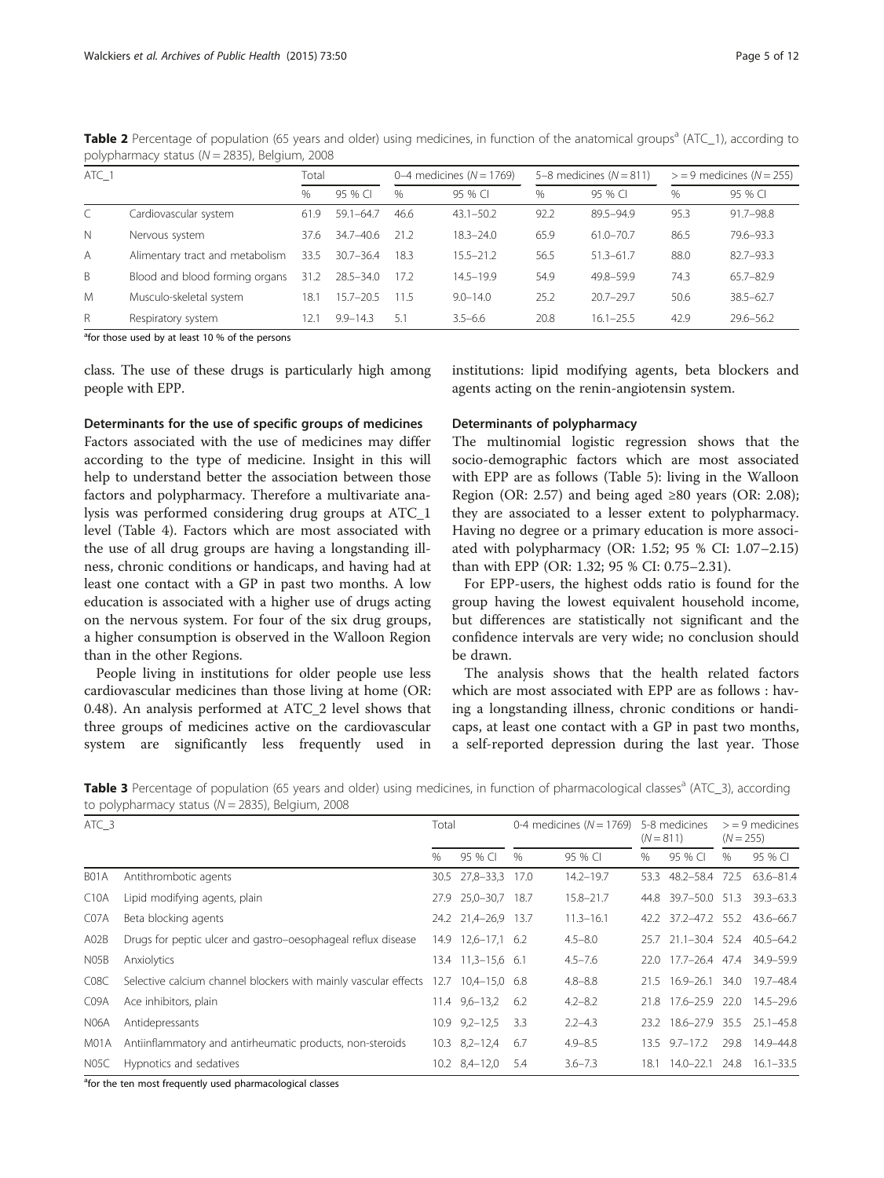**Table 2** Percentage of population (65 years and older) using medicines, in function of the anatomical groups[a] (ATC_1), according to polypharmacy status (N = 2835), Belgium, 2008

| ATC_1 | | Total | | 0–4 medicines (N = 1769) | | 5–8 medicines (N = 811) | | > = 9 medicines (N = 255) | |
|---|---|---|---|---|---|---|---|---|---|
| | | % | 95 % CI | % | 95 % CI | % | 95 % CI | % | 95 % CI |
| C | Cardiovascular system | 61.9 | 59.1–64.7 | 46.6 | 43.1–50.2 | 92.2 | 89.5–94.9 | 95.3 | 91.7–98.8 |
| N | Nervous system | 37.6 | 34.7–40.6 | 21.2 | 18.3–24.0 | 65.9 | 61.0–70.7 | 86.5 | 79.6–93.3 |
| A | Alimentary tract and metabolism | 33.5 | 30.7–36.4 | 18.3 | 15.5–21.2 | 56.5 | 51.3–61.7 | 88.0 | 82.7–93.3 |
| B | Blood and blood forming organs | 31.2 | 28.5–34.0 | 17.2 | 14.5–19.9 | 54.9 | 49.8–59.9 | 74.3 | 65.7–82.9 |
| M | Musculo-skeletal system | 18.1 | 15.7–20.5 | 11.5 | 9.0–14.0 | 25.2 | 20.7–29.7 | 50.6 | 38.5–62.7 |
| R | Respiratory system | 12.1 | 9.9–14.3 | 5.1 | 3.5–6.6 | 20.8 | 16.1–25.5 | 42.9 | 29.6–56.2 |

[a]for those used by at least 10 % of the persons

class. The use of these drugs is particularly high among people with EPP.

### Determinants for the use of specific groups of medicines

Factors associated with the use of medicines may differ according to the type of medicine. Insight in this will help to understand better the association between those factors and polypharmacy. Therefore a multivariate analysis was performed considering drug groups at ATC_1 level (Table 4). Factors which are most associated with the use of all drug groups are having a longstanding illness, chronic conditions or handicaps, and having had at least one contact with a GP in past two months. A low education is associated with a higher use of drugs acting on the nervous system. For four of the six drug groups, a higher consumption is observed in the Walloon Region than in the other Regions.

People living in institutions for older people use less cardiovascular medicines than those living at home (OR: 0.48). An analysis performed at ATC_2 level shows that three groups of medicines active on the cardiovascular system are significantly less frequently used in institutions: lipid modifying agents, beta blockers and agents acting on the renin-angiotensin system.

### Determinants of polypharmacy

The multinomial logistic regression shows that the socio-demographic factors which are most associated with EPP are as follows (Table 5): living in the Walloon Region (OR: 2.57) and being aged ≥80 years (OR: 2.08); they are associated to a lesser extent to polypharmacy. Having no degree or a primary education is more associated with polypharmacy (OR: 1.52; 95 % CI: 1.07–2.15) than with EPP (OR: 1.32; 95 % CI: 0.75–2.31).

For EPP-users, the highest odds ratio is found for the group having the lowest equivalent household income, but differences are statistically not significant and the confidence intervals are very wide; no conclusion should be drawn.

The analysis shows that the health related factors which are most associated with EPP are as follows : having a longstanding illness, chronic conditions or handicaps, at least one contact with a GP in past two months, a self-reported depression during the last year. Those

**Table 3** Percentage of population (65 years and older) using medicines, in function of pharmacological classes[a] (ATC_3), according to polypharmacy status (N = 2835), Belgium, 2008

| ATC_3 | | Total | | 0-4 medicines (N = 1769) | | 5-8 medicines (N = 811) | | > = 9 medicines (N = 255) | |
|---|---|---|---|---|---|---|---|---|---|
| | | % | 95 % CI | % | 95 % CI | % | 95 % CI | % | 95 % CI |
| B01A | Antithrombotic agents | 30.5 | 27,8–33,3 | 17.0 | 14.2–19.7 | 53.3 | 48.2–58.4 | 72.5 | 63.6–81.4 |
| C10A | Lipid modifying agents, plain | 27.9 | 25,0–30,7 | 18.7 | 15.8–21.7 | 44.8 | 39.7–50.0 | 51.3 | 39.3–63.3 |
| C07A | Beta blocking agents | 24.2 | 21,4–26,9 | 13.7 | 11.3–16.1 | 42.2 | 37.2–47.2 | 55.2 | 43.6–66.7 |
| A02B | Drugs for peptic ulcer and gastro–oesophageal reflux disease | 14.9 | 12,6–17,1 | 6.2 | 4.5–8.0 | 25.7 | 21.1–30.4 | 52.4 | 40.5–64.2 |
| N05B | Anxiolytics | 13.4 | 11,3–15,6 | 6.1 | 4.5–7.6 | 22.0 | 17.7–26.4 | 47.4 | 34.9–59.9 |
| C08C | Selective calcium channel blockers with mainly vascular effects | 12.7 | 10,4–15,0 | 6.8 | 4.8–8.8 | 21.5 | 16.9–26.1 | 34.0 | 19.7–48.4 |
| C09A | Ace inhibitors, plain | 11.4 | 9,6–13,2 | 6.2 | 4.2–8.2 | 21.8 | 17.6–25.9 | 22.0 | 14.5–29.6 |
| N06A | Antidepressants | 10.9 | 9,2–12,5 | 3.3 | 2.2–4.3 | 23.2 | 18.6–27.9 | 35.5 | 25.1–45.8 |
| M01A | Antiinflammatory and antirheumatic products, non-steroids | 10.3 | 8,2–12,4 | 6.7 | 4.9–8.5 | 13.5 | 9.7–17.2 | 29.8 | 14.9–44.8 |
| N05C | Hypnotics and sedatives | 10.2 | 8,4–12,0 | 5.4 | 3.6–7.3 | 18.1 | 14.0–22.1 | 24.8 | 16.1–33.5 |

[a]for the ten most frequently used pharmacological classes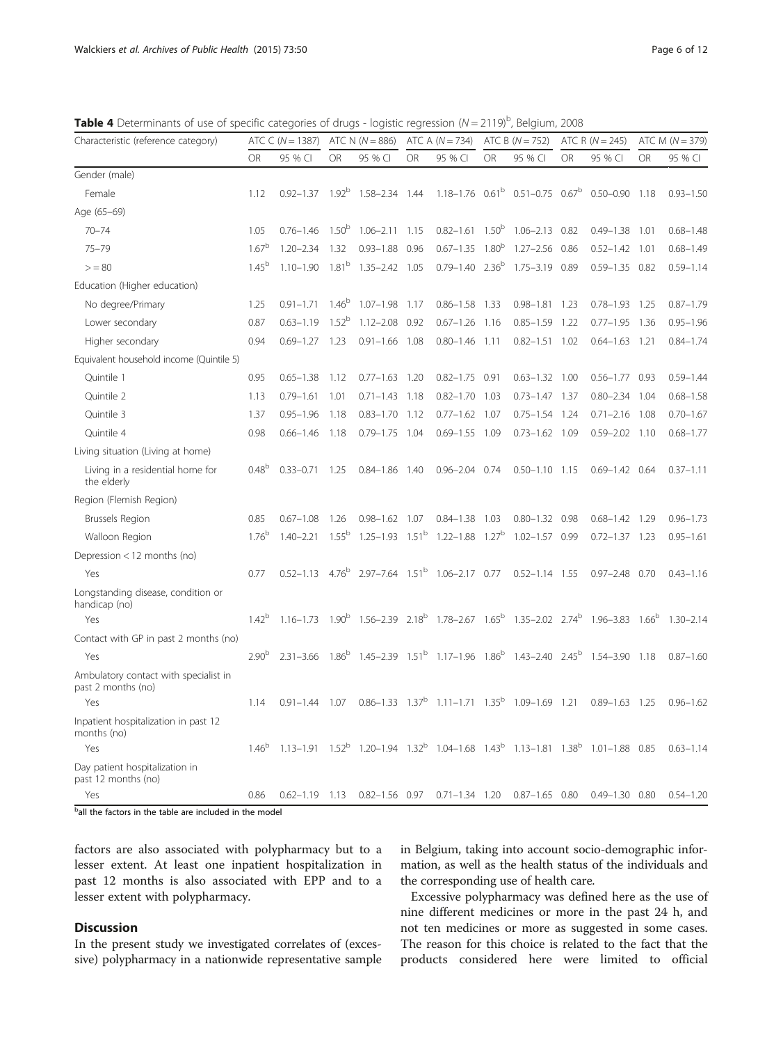**Table 4** Determinants of use of specific categories of drugs - logistic regression ($N = 2119$)[b], Belgium, 2008

| Characteristic (reference category) | ATC C (N = 1387) | | ATC N (N = 886) | | ATC A (N = 734) | | ATC B (N = 752) | | ATC R (N = 245) | | ATC M (N = 379) | |
|---|---|---|---|---|---|---|---|---|---|---|---|---|
| | OR | 95 % CI | OR | 95 % CI | OR | 95 % CI | OR | 95 % CI | OR | 95 % CI | OR | 95 % CI |
| Gender (male) | | | | | | | | | | | | |
| Female | 1.12 | 0.92–1.37 | 1.92[b] | 1.58–2.34 | 1.44 | 1.18–1.76 | 0.61[b] | 0.51–0.75 | 0.67[b] | 0.50–0.90 | 1.18 | 0.93–1.50 |
| Age (65–69) | | | | | | | | | | | | |
| 70–74 | 1.05 | 0.76–1.46 | 1.50[b] | 1.06–2.11 | 1.15 | 0.82–1.61 | 1.50[b] | 1.06–2.13 | 0.82 | 0.49–1.38 | 1.01 | 0.68–1.48 |
| 75–79 | 1.67[b] | 1.20–2.34 | 1.32 | 0.93–1.88 | 0.96 | 0.67–1.35 | 1.80[b] | 1.27–2.56 | 0.86 | 0.52–1.42 | 1.01 | 0.68–1.49 |
| > = 80 | 1.45[b] | 1.10–1.90 | 1.81[b] | 1.35–2.42 | 1.05 | 0.79–1.40 | 2.36[b] | 1.75–3.19 | 0.89 | 0.59–1.35 | 0.82 | 0.59–1.14 |
| Education (Higher education) | | | | | | | | | | | | |
| No degree/Primary | 1.25 | 0.91–1.71 | 1.46[b] | 1.07–1.98 | 1.17 | 0.86–1.58 | 1.33 | 0.98–1.81 | 1.23 | 0.78–1.93 | 1.25 | 0.87–1.79 |
| Lower secondary | 0.87 | 0.63–1.19 | 1.52[b] | 1.12–2.08 | 0.92 | 0.67–1.26 | 1.16 | 0.85–1.59 | 1.22 | 0.77–1.95 | 1.36 | 0.95–1.96 |
| Higher secondary | 0.94 | 0.69–1.27 | 1.23 | 0.91–1.66 | 1.08 | 0.80–1.46 | 1.11 | 0.82–1.51 | 1.02 | 0.64–1.63 | 1.21 | 0.84–1.74 |
| Equivalent household income (Quintile 5) | | | | | | | | | | | | |
| Quintile 1 | 0.95 | 0.65–1.38 | 1.12 | 0.77–1.63 | 1.20 | 0.82–1.75 | 0.91 | 0.63–1.32 | 1.00 | 0.56–1.77 | 0.93 | 0.59–1.44 |
| Quintile 2 | 1.13 | 0.79–1.61 | 1.01 | 0.71–1.43 | 1.18 | 0.82–1.70 | 1.03 | 0.73–1.47 | 1.37 | 0.80–2.34 | 1.04 | 0.68–1.58 |
| Quintile 3 | 1.37 | 0.95–1.96 | 1.18 | 0.83–1.70 | 1.12 | 0.77–1.62 | 1.07 | 0.75–1.54 | 1.24 | 0.71–2.16 | 1.08 | 0.70–1.67 |
| Quintile 4 | 0.98 | 0.66–1.46 | 1.18 | 0.79–1.75 | 1.04 | 0.69–1.55 | 1.09 | 0.73–1.62 | 1.09 | 0.59–2.02 | 1.10 | 0.68–1.77 |
| Living situation (Living at home) | | | | | | | | | | | | |
| Living in a residential home for the elderly | 0.48[b] | 0.33–0.71 | 1.25 | 0.84–1.86 | 1.40 | 0.96–2.04 | 0.74 | 0.50–1.10 | 1.15 | 0.69–1.42 | 0.64 | 0.37–1.11 |
| Region (Flemish Region) | | | | | | | | | | | | |
| Brussels Region | 0.85 | 0.67–1.08 | 1.26 | 0.98–1.62 | 1.07 | 0.84–1.38 | 1.03 | 0.80–1.32 | 0.98 | 0.68–1.42 | 1.29 | 0.96–1.73 |
| Walloon Region | 1.76[b] | 1.40–2.21 | 1.55[b] | 1.25–1.93 | 1.51[b] | 1.22–1.88 | 1.27[b] | 1.02–1.57 | 0.99 | 0.72–1.37 | 1.23 | 0.95–1.61 |
| Depression < 12 months (no) | | | | | | | | | | | | |
| Yes | 0.77 | 0.52–1.13 | 4.76[b] | 2.97–7.64 | 1.51[b] | 1.06–2.17 | 0.77 | 0.52–1.14 | 1.55 | 0.97–2.48 | 0.70 | 0.43–1.16 |
| Longstanding disease, condition or handicap (no) | | | | | | | | | | | | |
| Yes | 1.42[b] | 1.16–1.73 | 1.90[b] | 1.56–2.39 | 2.18[b] | 1.78–2.67 | 1.65[b] | 1.35–2.02 | 2.74[b] | 1.96–3.83 | 1.66[b] | 1.30–2.14 |
| Contact with GP in past 2 months (no) | | | | | | | | | | | | |
| Yes | 2.90[b] | 2.31–3.66 | 1.86[b] | 1.45–2.39 | 1.51[b] | 1.17–1.96 | 1.86[b] | 1.43–2.40 | 2.45[b] | 1.54–3.90 | 1.18 | 0.87–1.60 |
| Ambulatory contact with specialist in past 2 months (no) | | | | | | | | | | | | |
| Yes | 1.14 | 0.91–1.44 | 1.07 | 0.86–1.33 | 1.37[b] | 1.11–1.71 | 1.35[b] | 1.09–1.69 | 1.21 | 0.89–1.63 | 1.25 | 0.96–1.62 |
| Inpatient hospitalization in past 12 months (no) | | | | | | | | | | | | |
| Yes | 1.46[b] | 1.13–1.91 | 1.52[b] | 1.20–1.94 | 1.32[b] | 1.04–1.68 | 1.43[b] | 1.13–1.81 | 1.38[b] | 1.01–1.88 | 0.85 | 0.63–1.14 |
| Day patient hospitalization in past 12 months (no) | | | | | | | | | | | | |
| Yes | 0.86 | 0.62–1.19 | 1.13 | 0.82–1.56 | 0.97 | 0.71–1.34 | 1.20 | 0.87–1.65 | 0.80 | 0.49–1.30 | 0.80 | 0.54–1.20 |

[b]all the factors in the table are included in the model

factors are also associated with polypharmacy but to a lesser extent. At least one inpatient hospitalization in past 12 months is also associated with EPP and to a lesser extent with polypharmacy.

## Discussion

In the present study we investigated correlates of (excessive) polypharmacy in a nationwide representative sample in Belgium, taking into account socio-demographic information, as well as the health status of the individuals and the corresponding use of health care.

Excessive polypharmacy was defined here as the use of nine different medicines or more in the past 24 h, and not ten medicines or more as suggested in some cases. The reason for this choice is related to the fact that the products considered here were limited to official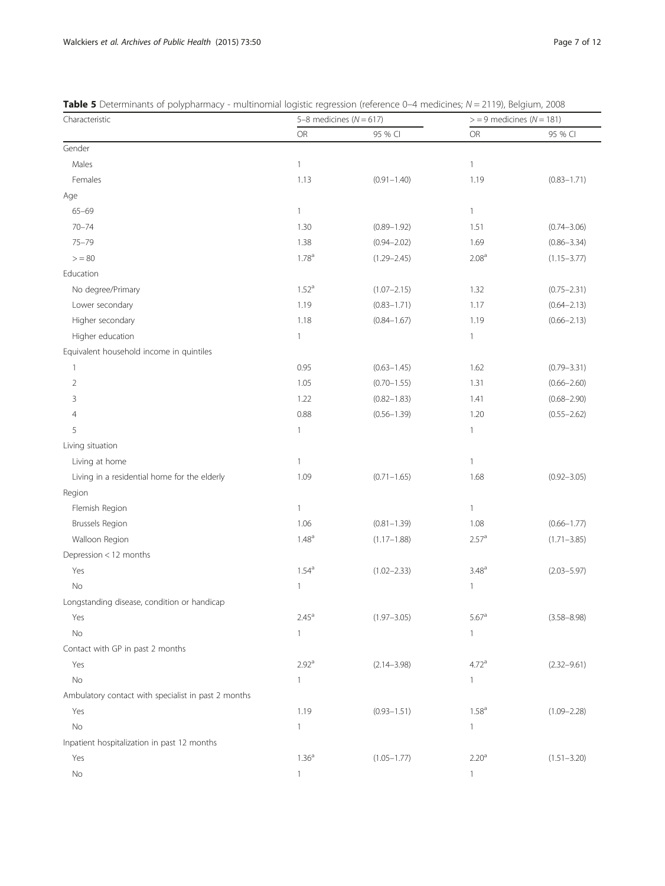**Table 5** Determinants of polypharmacy - multinomial logistic regression (reference 0–4 medicines; $N = 2119$), Belgium, 2008

| Characteristic | 5–8 medicines ($N = 617$) | | > = 9 medicines ($N = 181$) | |
|---|---|---|---|---|
| | OR | 95 % CI | OR | 95 % CI |
| Gender | | | | |
| Males | 1 | | 1 | |
| Females | 1.13 | (0.91–1.40) | 1.19 | (0.83–1.71) |
| Age | | | | |
| 65–69 | 1 | | 1 | |
| 70–74 | 1.30 | (0.89–1.92) | 1.51 | (0.74–3.06) |
| 75–79 | 1.38 | (0.94–2.02) | 1.69 | (0.86–3.34) |
| > = 80 | 1.78[a] | (1.29–2.45) | 2.08[a] | (1.15–3.77) |
| Education | | | | |
| No degree/Primary | 1.52[a] | (1.07–2.15) | 1.32 | (0.75–2.31) |
| Lower secondary | 1.19 | (0.83–1.71) | 1.17 | (0.64–2.13) |
| Higher secondary | 1.18 | (0.84–1.67) | 1.19 | (0.66–2.13) |
| Higher education | 1 | | 1 | |
| Equivalent household income in quintiles | | | | |
| 1 | 0.95 | (0.63–1.45) | 1.62 | (0.79–3.31) |
| 2 | 1.05 | (0.70–1.55) | 1.31 | (0.66–2.60) |
| 3 | 1.22 | (0.82–1.83) | 1.41 | (0.68–2.90) |
| 4 | 0.88 | (0.56–1.39) | 1.20 | (0.55–2.62) |
| 5 | 1 | | 1 | |
| Living situation | | | | |
| Living at home | 1 | | 1 | |
| Living in a residential home for the elderly | 1.09 | (0.71–1.65) | 1.68 | (0.92–3.05) |
| Region | | | | |
| Flemish Region | 1 | | 1 | |
| Brussels Region | 1.06 | (0.81–1.39) | 1.08 | (0.66–1.77) |
| Walloon Region | 1.48[a] | (1.17–1.88) | 2.57[a] | (1.71–3.85) |
| Depression < 12 months | | | | |
| Yes | 1.54[a] | (1.02–2.33) | 3.48[a] | (2.03–5.97) |
| No | 1 | | 1 | |
| Longstanding disease, condition or handicap | | | | |
| Yes | 2.45[a] | (1.97–3.05) | 5.67[a] | (3.58–8.98) |
| No | 1 | | 1 | |
| Contact with GP in past 2 months | | | | |
| Yes | 2.92[a] | (2.14–3.98) | 4.72[a] | (2.32–9.61) |
| No | 1 | | 1 | |
| Ambulatory contact with specialist in past 2 months | | | | |
| Yes | 1.19 | (0.93–1.51) | 1.58[a] | (1.09–2.28) |
| No | 1 | | 1 | |
| Inpatient hospitalization in past 12 months | | | | |
| Yes | 1.36[a] | (1.05–1.77) | 2.20[a] | (1.51–3.20) |
| No | 1 | | 1 | |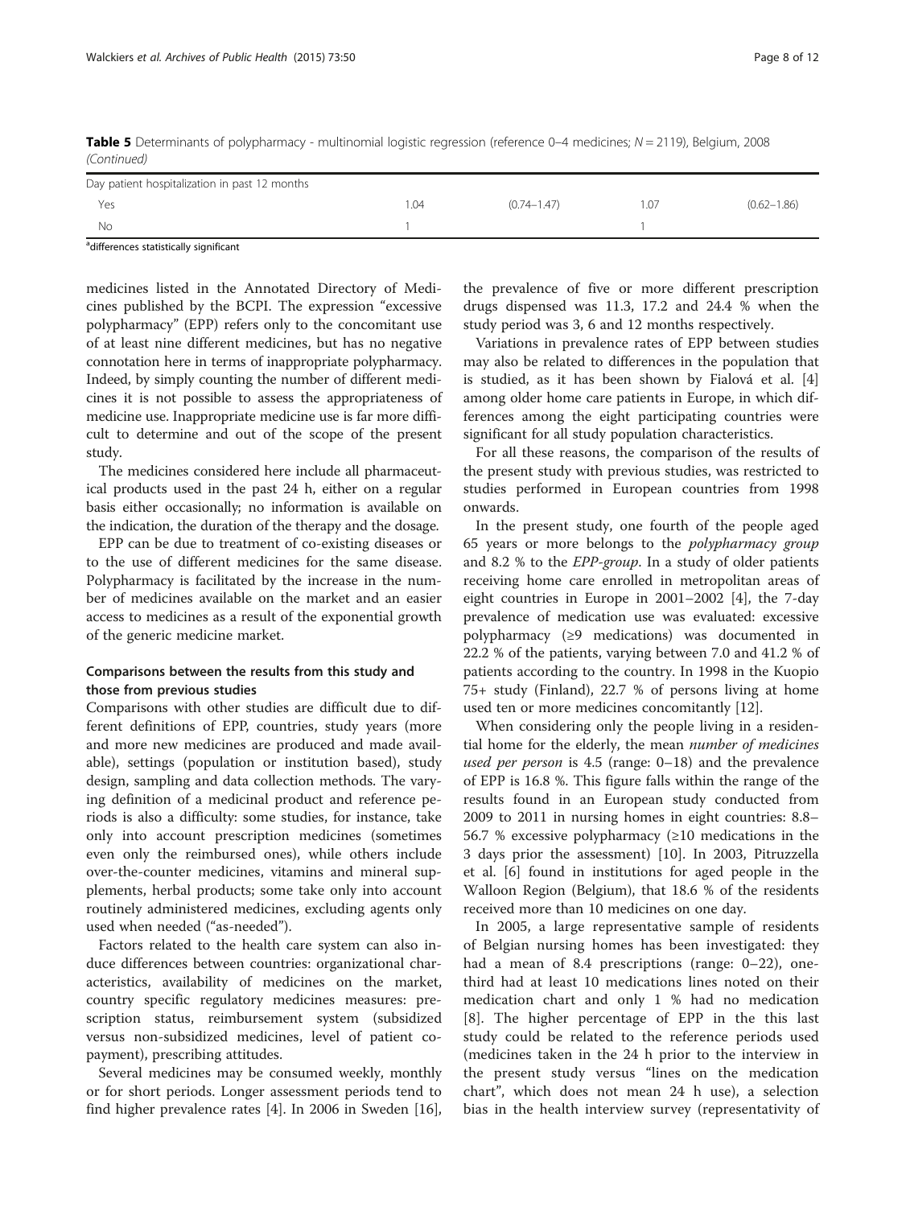**Table 5** Determinants of polypharmacy - multinomial logistic regression (reference 0–4 medicines; N = 2119), Belgium, 2008 *(Continued)*

| | | | | |
|---|---|---|---|---|
| Day patient hospitalization in past 12 months | | | | |
| Yes | 1.04 | (0.74–1.47) | 1.07 | (0.62–1.86) |
| No | 1 | | 1 | |

[a]differences statistically significant

medicines listed in the Annotated Directory of Medicines published by the BCPI. The expression "excessive polypharmacy" (EPP) refers only to the concomitant use of at least nine different medicines, but has no negative connotation here in terms of inappropriate polypharmacy. Indeed, by simply counting the number of different medicines it is not possible to assess the appropriateness of medicine use. Inappropriate medicine use is far more difficult to determine and out of the scope of the present study.

The medicines considered here include all pharmaceutical products used in the past 24 h, either on a regular basis either occasionally; no information is available on the indication, the duration of the therapy and the dosage.

EPP can be due to treatment of co-existing diseases or to the use of different medicines for the same disease. Polypharmacy is facilitated by the increase in the number of medicines available on the market and an easier access to medicines as a result of the exponential growth of the generic medicine market.

### Comparisons between the results from this study and those from previous studies

Comparisons with other studies are difficult due to different definitions of EPP, countries, study years (more and more new medicines are produced and made available), settings (population or institution based), study design, sampling and data collection methods. The varying definition of a medicinal product and reference periods is also a difficulty: some studies, for instance, take only into account prescription medicines (sometimes even only the reimbursed ones), while others include over-the-counter medicines, vitamins and mineral supplements, herbal products; some take only into account routinely administered medicines, excluding agents only used when needed ("as-needed").

Factors related to the health care system can also induce differences between countries: organizational characteristics, availability of medicines on the market, country specific regulatory medicines measures: prescription status, reimbursement system (subsidized versus non-subsidized medicines, level of patient co-payment), prescribing attitudes.

Several medicines may be consumed weekly, monthly or for short periods. Longer assessment periods tend to find higher prevalence rates [4]. In 2006 in Sweden [16], the prevalence of five or more different prescription drugs dispensed was 11.3, 17.2 and 24.4 % when the study period was 3, 6 and 12 months respectively.

Variations in prevalence rates of EPP between studies may also be related to differences in the population that is studied, as it has been shown by Fialová et al. [4] among older home care patients in Europe, in which differences among the eight participating countries were significant for all study population characteristics.

For all these reasons, the comparison of the results of the present study with previous studies, was restricted to studies performed in European countries from 1998 onwards.

In the present study, one fourth of the people aged 65 years or more belongs to the *polypharmacy group* and 8.2 % to the *EPP-group*. In a study of older patients receiving home care enrolled in metropolitan areas of eight countries in Europe in 2001–2002 [4], the 7-day prevalence of medication use was evaluated: excessive polypharmacy (≥9 medications) was documented in 22.2 % of the patients, varying between 7.0 and 41.2 % of patients according to the country. In 1998 in the Kuopio 75+ study (Finland), 22.7 % of persons living at home used ten or more medicines concomitantly [12].

When considering only the people living in a residential home for the elderly, the mean *number of medicines used per person* is 4.5 (range: 0–18) and the prevalence of EPP is 16.8 %. This figure falls within the range of the results found in an European study conducted from 2009 to 2011 in nursing homes in eight countries: 8.8–56.7 % excessive polypharmacy (≥10 medications in the 3 days prior the assessment) [10]. In 2003, Pitruzzella et al. [6] found in institutions for aged people in the Walloon Region (Belgium), that 18.6 % of the residents received more than 10 medicines on one day.

In 2005, a large representative sample of residents of Belgian nursing homes has been investigated: they had a mean of 8.4 prescriptions (range: 0–22), one-third had at least 10 medications lines noted on their medication chart and only 1 % had no medication [8]. The higher percentage of EPP in the this last study could be related to the reference periods used (medicines taken in the 24 h prior to the interview in the present study versus "lines on the medication chart", which does not mean 24 h use), a selection bias in the health interview survey (representativity of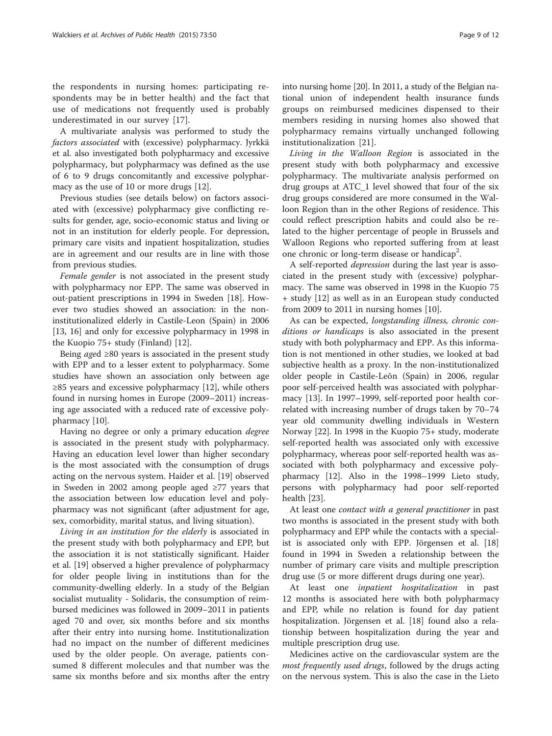the respondents in nursing homes: participating respondents may be in better health) and the fact that use of medications not frequently used is probably underestimated in our survey [17].

A multivariate analysis was performed to study the *factors associated* with (excessive) polypharmacy. Jyrkkä et al. also investigated both polypharmacy and excessive polypharmacy, but polypharmacy was defined as the use of 6 to 9 drugs concomitantly and excessive polypharmacy as the use of 10 or more drugs [12].

Previous studies (see details below) on factors associated with (excessive) polypharmacy give conflicting results for gender, age, socio-economic status and living or not in an institution for elderly people. For depression, primary care visits and inpatient hospitalization, studies are in agreement and our results are in line with those from previous studies.

*Female gender* is not associated in the present study with polypharmacy nor EPP. The same was observed in out-patient prescriptions in 1994 in Sweden [18]. However two studies showed an association: in the non-institutionalized elderly in Castile-Leon (Spain) in 2006 [13, 16] and only for excessive polypharmacy in 1998 in the Kuopio 75+ study (Finland) [12].

Being *aged* ≥80 years is associated in the present study with EPP and to a lesser extent to polypharmacy. Some studies have shown an association only between age ≥85 years and excessive polypharmacy [12], while others found in nursing homes in Europe (2009–2011) increasing age associated with a reduced rate of excessive polypharmacy [10].

Having no degree or only a primary education *degree* is associated in the present study with polypharmacy. Having an education level lower than higher secondary is the most associated with the consumption of drugs acting on the nervous system. Haider et al. [19] observed in Sweden in 2002 among people aged ≥77 years that the association between low education level and polypharmacy was not significant (after adjustment for age, sex, comorbidity, marital status, and living situation).

*Living in an institution for the elderly* is associated in the present study with both polypharmacy and EPP, but the association it is not statistically significant. Haider et al. [19] observed a higher prevalence of polypharmacy for older people living in institutions than for the community-dwelling elderly. In a study of the Belgian socialist mutuality - Solidaris, the consumption of reimbursed medicines was followed in 2009–2011 in patients aged 70 and over, six months before and six months after their entry into nursing home. Institutionalization had no impact on the number of different medicines used by the older people. On average, patients consumed 8 different molecules and that number was the same six months before and six months after the entry into nursing home [20]. In 2011, a study of the Belgian national union of independent health insurance funds groups on reimbursed medicines dispensed to their members residing in nursing homes also showed that polypharmacy remains virtually unchanged following institutionalization [21].

*Living in the Walloon Region* is associated in the present study with both polypharmacy and excessive polypharmacy. The multivariate analysis performed on drug groups at ATC_1 level showed that four of the six drug groups considered are more consumed in the Walloon Region than in the other Regions of residence. This could reflect prescription habits and could also be related to the higher percentage of people in Brussels and Walloon Regions who reported suffering from at least one chronic or long-term disease or handicap[2].

A self-reported *depression* during the last year is associated in the present study with (excessive) polypharmacy. The same was observed in 1998 in the Kuopio 75 + study [12] as well as in an European study conducted from 2009 to 2011 in nursing homes [10].

As can be expected, *longstanding illness, chronic conditions or handicaps* is also associated in the present study with both polypharmacy and EPP. As this information is not mentioned in other studies, we looked at bad subjective health as a proxy. In the non-institutionalized older people in Castile-Leõn (Spain) in 2006, regular poor self-perceived health was associated with polypharmacy [13]. In 1997–1999, self-reported poor health correlated with increasing number of drugs taken by 70–74 year old community dwelling individuals in Western Norway [22]. In 1998 in the Kuopio 75+ study, moderate self-reported health was associated only with excessive polypharmacy, whereas poor self-reported health was associated with both polypharmacy and excessive polypharmacy [12]. Also in the 1998–1999 Lieto study, persons with polypharmacy had poor self-reported health [23].

At least one *contact with a general practitioner* in past two months is associated in the present study with both polypharmacy and EPP while the contacts with a specialist is associated only with EPP. Jörgensen et al. [18] found in 1994 in Sweden a relationship between the number of primary care visits and multiple prescription drug use (5 or more different drugs during one year).

At least one *inpatient hospitalization* in past 12 months is associated here with both polypharmacy and EPP, while no relation is found for day patient hospitalization. Jörgensen et al. [18] found also a relationship between hospitalization during the year and multiple prescription drug use.

Medicines active on the cardiovascular system are the *most frequently used drugs*, followed by the drugs acting on the nervous system. This is also the case in the Lieto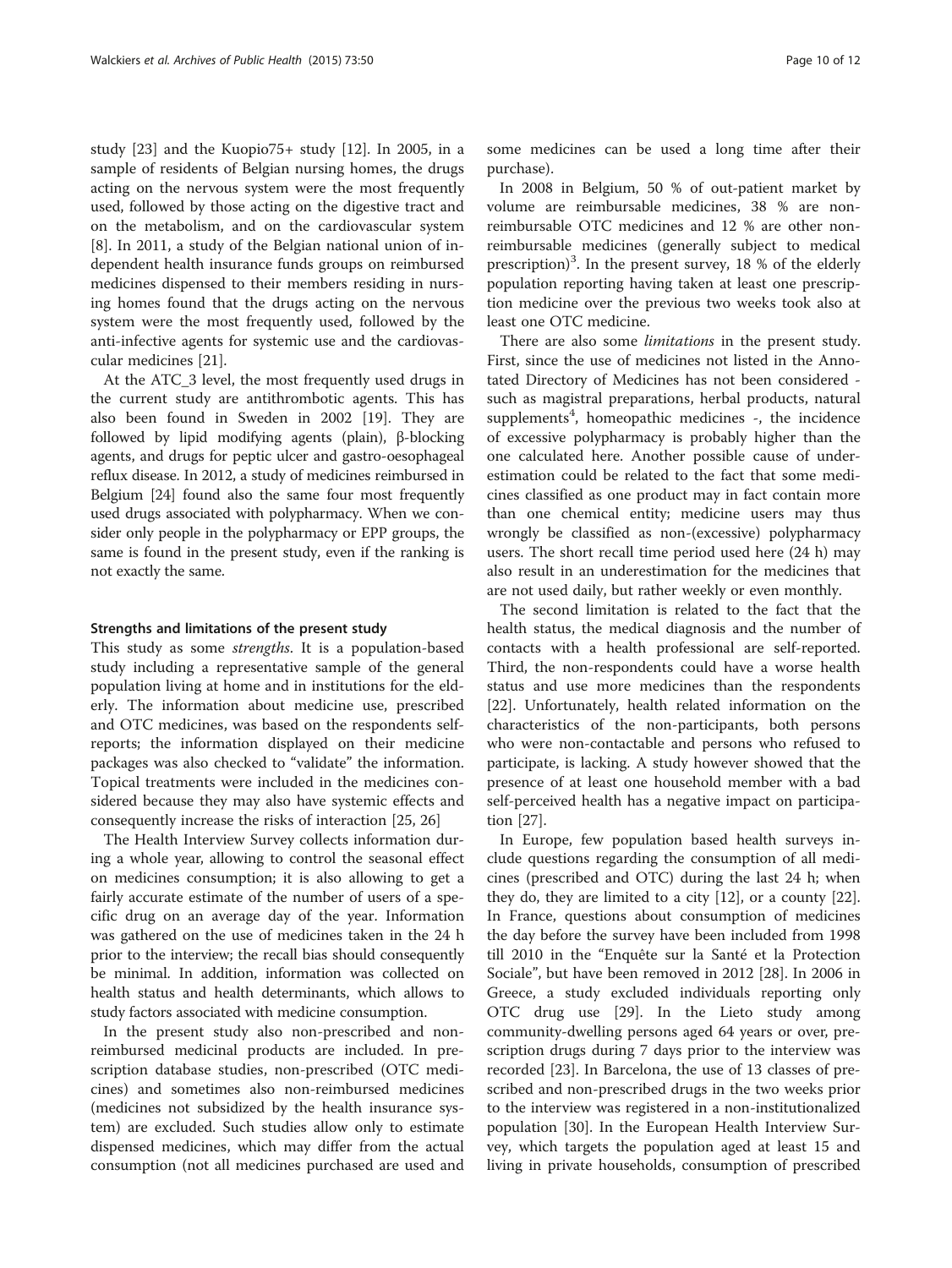study [23] and the Kuopio75+ study [12]. In 2005, in a sample of residents of Belgian nursing homes, the drugs acting on the nervous system were the most frequently used, followed by those acting on the digestive tract and on the metabolism, and on the cardiovascular system [8]. In 2011, a study of the Belgian national union of independent health insurance funds groups on reimbursed medicines dispensed to their members residing in nursing homes found that the drugs acting on the nervous system were the most frequently used, followed by the anti-infective agents for systemic use and the cardiovascular medicines [21].

At the ATC_3 level, the most frequently used drugs in the current study are antithrombotic agents. This has also been found in Sweden in 2002 [19]. They are followed by lipid modifying agents (plain), β-blocking agents, and drugs for peptic ulcer and gastro-oesophageal reflux disease. In 2012, a study of medicines reimbursed in Belgium [24] found also the same four most frequently used drugs associated with polypharmacy. When we consider only people in the polypharmacy or EPP groups, the same is found in the present study, even if the ranking is not exactly the same.

### Strengths and limitations of the present study

This study as some *strengths*. It is a population-based study including a representative sample of the general population living at home and in institutions for the elderly. The information about medicine use, prescribed and OTC medicines, was based on the respondents self-reports; the information displayed on their medicine packages was also checked to "validate" the information. Topical treatments were included in the medicines considered because they may also have systemic effects and consequently increase the risks of interaction [25, 26]

The Health Interview Survey collects information during a whole year, allowing to control the seasonal effect on medicines consumption; it is also allowing to get a fairly accurate estimate of the number of users of a specific drug on an average day of the year. Information was gathered on the use of medicines taken in the 24 h prior to the interview; the recall bias should consequently be minimal. In addition, information was collected on health status and health determinants, which allows to study factors associated with medicine consumption.

In the present study also non-prescribed and non-reimbursed medicinal products are included. In prescription database studies, non-prescribed (OTC medicines) and sometimes also non-reimbursed medicines (medicines not subsidized by the health insurance system) are excluded. Such studies allow only to estimate dispensed medicines, which may differ from the actual consumption (not all medicines purchased are used and some medicines can be used a long time after their purchase).

In 2008 in Belgium, 50 % of out-patient market by volume are reimbursable medicines, 38 % are non-reimbursable OTC medicines and 12 % are other non-reimbursable medicines (generally subject to medical prescription)[3]. In the present survey, 18 % of the elderly population reporting having taken at least one prescription medicine over the previous two weeks took also at least one OTC medicine.

There are also some *limitations* in the present study. First, since the use of medicines not listed in the Annotated Directory of Medicines has not been considered - such as magistral preparations, herbal products, natural supplements[4], homeopathic medicines -, the incidence of excessive polypharmacy is probably higher than the one calculated here. Another possible cause of underestimation could be related to the fact that some medicines classified as one product may in fact contain more than one chemical entity; medicine users may thus wrongly be classified as non-(excessive) polypharmacy users. The short recall time period used here (24 h) may also result in an underestimation for the medicines that are not used daily, but rather weekly or even monthly.

The second limitation is related to the fact that the health status, the medical diagnosis and the number of contacts with a health professional are self-reported. Third, the non-respondents could have a worse health status and use more medicines than the respondents [22]. Unfortunately, health related information on the characteristics of the non-participants, both persons who were non-contactable and persons who refused to participate, is lacking. A study however showed that the presence of at least one household member with a bad self-perceived health has a negative impact on participation [27].

In Europe, few population based health surveys include questions regarding the consumption of all medicines (prescribed and OTC) during the last 24 h; when they do, they are limited to a city [12], or a county [22]. In France, questions about consumption of medicines the day before the survey have been included from 1998 till 2010 in the "Enquête sur la Santé et la Protection Sociale", but have been removed in 2012 [28]. In 2006 in Greece, a study excluded individuals reporting only OTC drug use [29]. In the Lieto study among community-dwelling persons aged 64 years or over, prescription drugs during 7 days prior to the interview was recorded [23]. In Barcelona, the use of 13 classes of prescribed and non-prescribed drugs in the two weeks prior to the interview was registered in a non-institutionalized population [30]. In the European Health Interview Survey, which targets the population aged at least 15 and living in private households, consumption of prescribed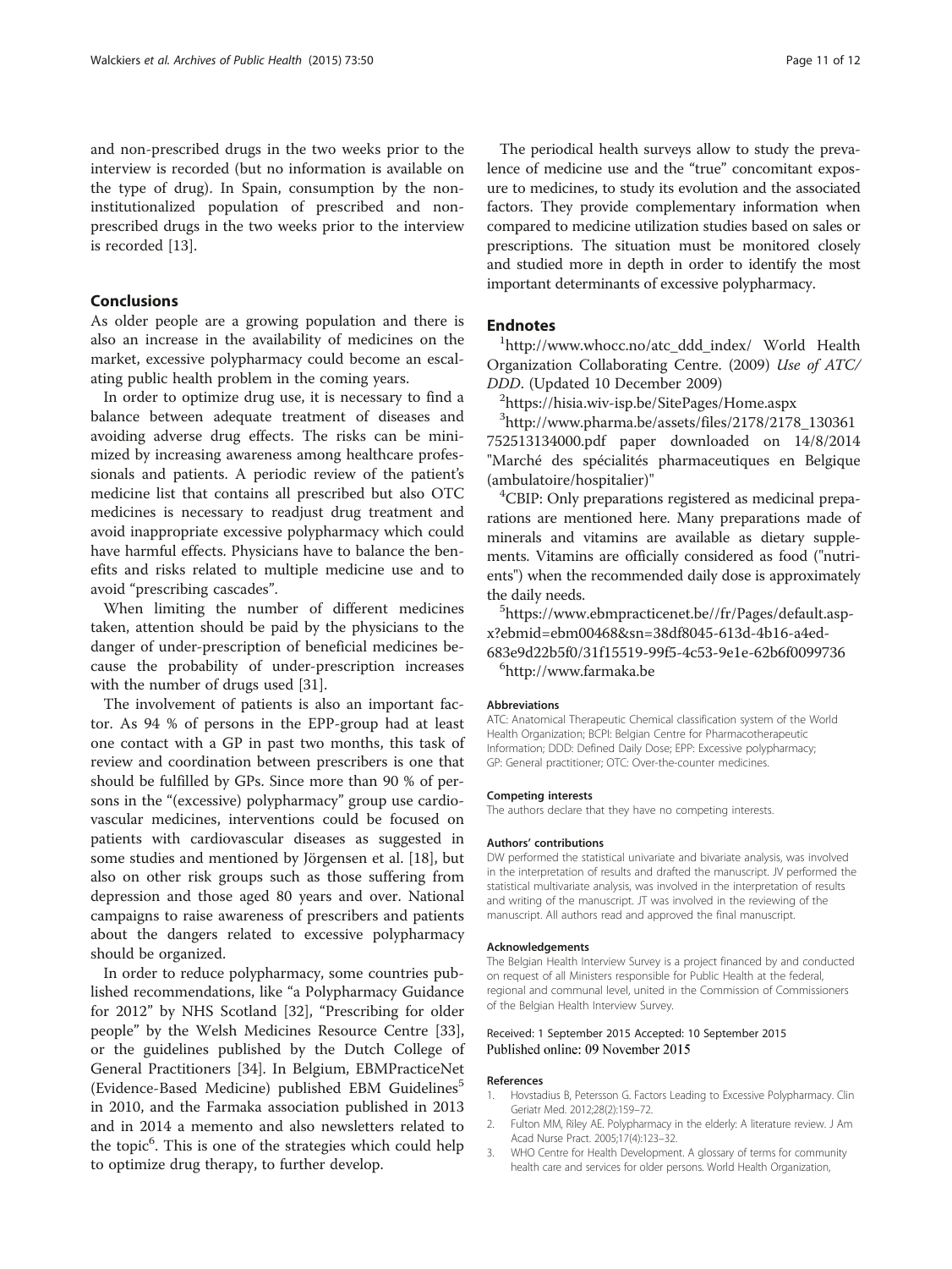and non-prescribed drugs in the two weeks prior to the interview is recorded (but no information is available on the type of drug). In Spain, consumption by the non-institutionalized population of prescribed and non-prescribed drugs in the two weeks prior to the interview is recorded [13].

## Conclusions

As older people are a growing population and there is also an increase in the availability of medicines on the market, excessive polypharmacy could become an escalating public health problem in the coming years.

In order to optimize drug use, it is necessary to find a balance between adequate treatment of diseases and avoiding adverse drug effects. The risks can be minimized by increasing awareness among healthcare professionals and patients. A periodic review of the patient's medicine list that contains all prescribed but also OTC medicines is necessary to readjust drug treatment and avoid inappropriate excessive polypharmacy which could have harmful effects. Physicians have to balance the benefits and risks related to multiple medicine use and to avoid "prescribing cascades".

When limiting the number of different medicines taken, attention should be paid by the physicians to the danger of under-prescription of beneficial medicines because the probability of under-prescription increases with the number of drugs used [31].

The involvement of patients is also an important factor. As 94 % of persons in the EPP-group had at least one contact with a GP in past two months, this task of review and coordination between prescribers is one that should be fulfilled by GPs. Since more than 90 % of persons in the "(excessive) polypharmacy" group use cardiovascular medicines, interventions could be focused on patients with cardiovascular diseases as suggested in some studies and mentioned by Jörgensen et al. [18], but also on other risk groups such as those suffering from depression and those aged 80 years and over. National campaigns to raise awareness of prescribers and patients about the dangers related to excessive polypharmacy should be organized.

In order to reduce polypharmacy, some countries published recommendations, like "a Polypharmacy Guidance for 2012" by NHS Scotland [32], "Prescribing for older people" by the Welsh Medicines Resource Centre [33], or the guidelines published by the Dutch College of General Practitioners [34]. In Belgium, EBMPracticeNet (Evidence-Based Medicine) published EBM Guidelines[5] in 2010, and the Farmaka association published in 2013 and in 2014 a memento and also newsletters related to the topic[6]. This is one of the strategies which could help to optimize drug therapy, to further develop.

The periodical health surveys allow to study the prevalence of medicine use and the "true" concomitant exposure to medicines, to study its evolution and the associated factors. They provide complementary information when compared to medicine utilization studies based on sales or prescriptions. The situation must be monitored closely and studied more in depth in order to identify the most important determinants of excessive polypharmacy.

## Endnotes

[1]http://www.whocc.no/atc_ddd_index/ World Health Organization Collaborating Centre. (2009) *Use of ATC/DDD*. (Updated 10 December 2009)

[2]https://hisia.wiv-isp.be/SitePages/Home.aspx

[3]http://www.pharma.be/assets/files/2178/2178_130361752513134000.pdf paper downloaded on 14/8/2014 "Marché des spécialités pharmaceutiques en Belgique (ambulatoire/hospitalier)"

[4]CBIP: Only preparations registered as medicinal preparations are mentioned here. Many preparations made of minerals and vitamins are available as dietary supplements. Vitamins are officially considered as food ("nutrients") when the recommended daily dose is approximately the daily needs.

[5]https://www.ebmpracticenet.be//fr/Pages/default.aspx?ebmid=ebm00468&sn=38df8045-613d-4b16-a4ed-683e9d22b5f0/31f15519-99f5-4c53-9e1e-62b6f0099736

[6]http://www.farmaka.be

#### Abbreviations

ATC: Anatomical Therapeutic Chemical classification system of the World Health Organization; BCPI: Belgian Centre for Pharmacotherapeutic Information; DDD: Defined Daily Dose; EPP: Excessive polypharmacy; GP: General practitioner; OTC: Over-the-counter medicines.

#### Competing interests

The authors declare that they have no competing interests.

#### Authors' contributions

DW performed the statistical univariate and bivariate analysis, was involved in the interpretation of results and drafted the manuscript. JV performed the statistical multivariate analysis, was involved in the interpretation of results and writing of the manuscript. JT was involved in the reviewing of the manuscript. All authors read and approved the final manuscript.

#### Acknowledgements

The Belgian Health Interview Survey is a project financed by and conducted on request of all Ministers responsible for Public Health at the federal, regional and communal level, united in the Commission of Commissioners of the Belgian Health Interview Survey.

Received: 1 September 2015 Accepted: 10 September 2015
Published online: 09 November 2015

#### References

1. Hovstadius B, Petersson G. Factors Leading to Excessive Polypharmacy. Clin Geriatr Med. 2012;28(2):159–72.
2. Fulton MM, Riley AE. Polypharmacy in the elderly: A literature review. J Am Acad Nurse Pract. 2005;17(4):123–32.
3. WHO Centre for Health Development. A glossary of terms for community health care and services for older persons. World Health Organization,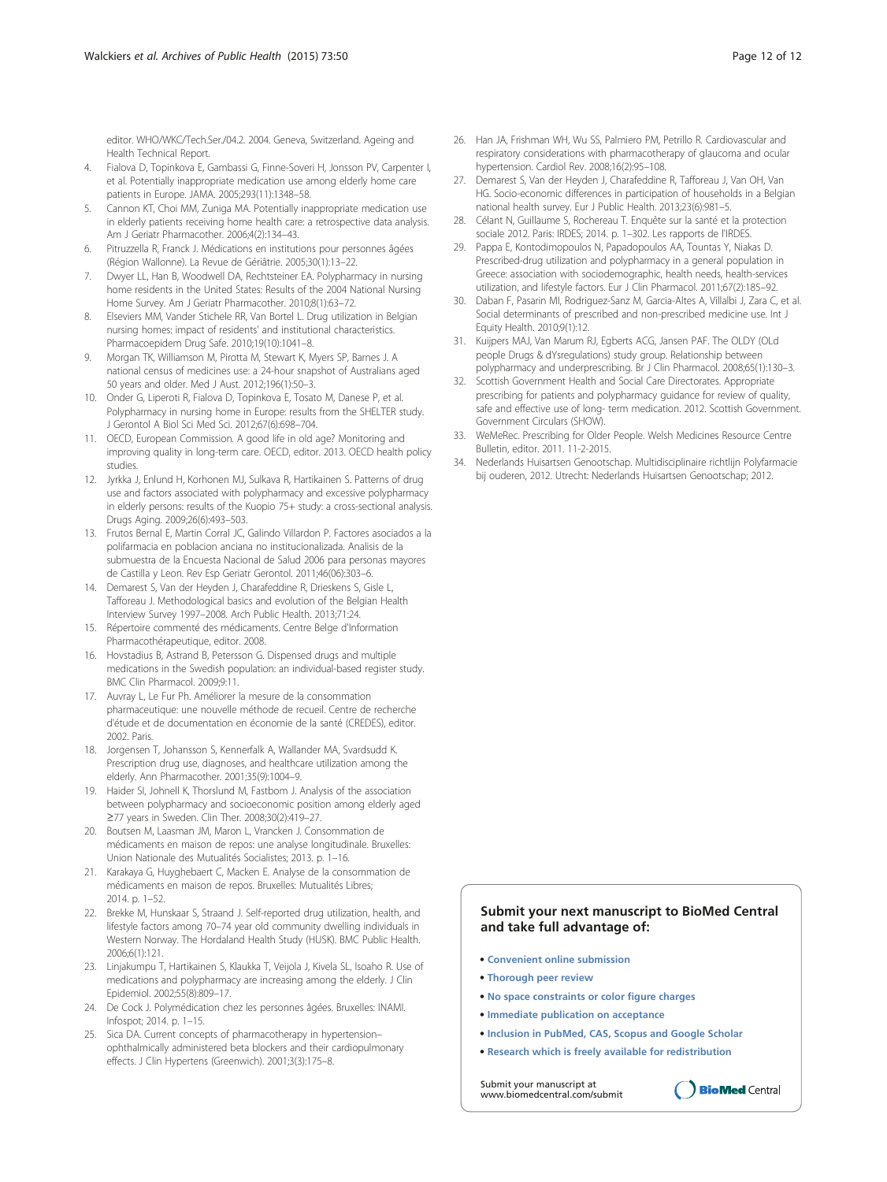editor. WHO/WKC/Tech.Ser./04.2. 2004. Geneva, Switzerland. Ageing and Health Technical Report.

4. Fialova D, Topinkova E, Gambassi G, Finne-Soveri H, Jonsson PV, Carpenter I, et al. Potentially inappropriate medication use among elderly home care patients in Europe. JAMA. 2005;293(11):1348–58.
5. Cannon KT, Choi MM, Zuniga MA. Potentially inappropriate medication use in elderly patients receiving home health care: a retrospective data analysis. Am J Geriatr Pharmacother. 2006;4(2):134–43.
6. Pitruzzella R, Franck J. Médications en institutions pour personnes âgées (Région Wallonne). La Revue de Gériâtrie. 2005;30(1):13–22.
7. Dwyer LL, Han B, Woodwell DA, Rechtsteiner EA. Polypharmacy in nursing home residents in the United States: Results of the 2004 National Nursing Home Survey. Am J Geriatr Pharmacother. 2010;8(1):63–72.
8. Elseviers MM, Vander Stichele RR, Van Bortel L. Drug utilization in Belgian nursing homes: impact of residents' and institutional characteristics. Pharmacoepidem Drug Safe. 2010;19(10):1041–8.
9. Morgan TK, Williamson M, Pirotta M, Stewart K, Myers SP, Barnes J. A national census of medicines use: a 24-hour snapshot of Australians aged 50 years and older. Med J Aust. 2012;196(1):50–3.
10. Onder G, Liperoti R, Fialova D, Topinkova E, Tosato M, Danese P, et al. Polypharmacy in nursing home in Europe: results from the SHELTER study. J Gerontol A Biol Sci Med Sci. 2012;67(6):698–704.
11. OECD, European Commission. A good life in old age? Monitoring and improving quality in long-term care. OECD, editor. 2013. OECD health policy studies.
12. Jyrkka J, Enlund H, Korhonen MJ, Sulkava R, Hartikainen S. Patterns of drug use and factors associated with polypharmacy and excessive polypharmacy in elderly persons: results of the Kuopio 75+ study: a cross-sectional analysis. Drugs Aging. 2009;26(6):493–503.
13. Frutos Bernal E, Martin Corral JC, Galindo Villardon P. Factores asociados a la polifarmacia en poblacion anciana no institucionalizada. Analisis de la submuestra de la Encuesta Nacional de Salud 2006 para personas mayores de Castilla y Leon. Rev Esp Geriatr Gerontol. 2011;46(06):303–6.
14. Demarest S, Van der Heyden J, Charafeddine R, Drieskens S, Gisle L, Tafforeau J. Methodological basics and evolution of the Belgian Health Interview Survey 1997–2008. Arch Public Health. 2013;71:24.
15. Répertoire commenté des médicaments. Centre Belge d'Information Pharmacothérapeutique, editor. 2008.
16. Hovstadius B, Astrand B, Petersson G. Dispensed drugs and multiple medications in the Swedish population: an individual-based register study. BMC Clin Pharmacol. 2009;9:11.
17. Auvray L, Le Fur Ph. Améliorer la mesure de la consommation pharmaceutique: une nouvelle méthode de recueil. Centre de recherche d'étude et de documentation en économie de la santé (CREDES), editor. 2002. Paris.
18. Jorgensen T, Johansson S, Kennerfalk A, Wallander MA, Svardsudd K. Prescription drug use, diagnoses, and healthcare utilization among the elderly. Ann Pharmacother. 2001;35(9):1004–9.
19. Haider SI, Johnell K, Thorslund M, Fastbom J. Analysis of the association between polypharmacy and socioeconomic position among elderly aged ≥77 years in Sweden. Clin Ther. 2008;30(2):419–27.
20. Boutsen M, Laasman JM, Maron L, Vrancken J. Consommation de médicaments en maison de repos: une analyse longitudinale. Bruxelles: Union Nationale des Mutualités Socialistes; 2013. p. 1–16.
21. Karakaya G, Huyghebaert C, Macken E. Analyse de la consommation de médicaments en maison de repos. Bruxelles: Mutualités Libres; 2014. p. 1–52.
22. Brekke M, Hunskaar S, Straand J. Self-reported drug utilization, health, and lifestyle factors among 70–74 year old community dwelling individuals in Western Norway. The Hordaland Health Study (HUSK). BMC Public Health. 2006;6(1):121.
23. Linjakumpu T, Hartikainen S, Klaukka T, Veijola J, Kivela SL, Isoaho R. Use of medications and polypharmacy are increasing among the elderly. J Clin Epidemiol. 2002;55(8):809–17.
24. De Cock J. Polymédication chez les personnes âgées. Bruxelles: INAMI. Infospot; 2014. p. 1–15.
25. Sica DA. Current concepts of pharmacotherapy in hypertension–ophthalmically administered beta blockers and their cardiopulmonary effects. J Clin Hypertens (Greenwich). 2001;3(3):175–8.
26. Han JA, Frishman WH, Wu SS, Palmiero PM, Petrillo R. Cardiovascular and respiratory considerations with pharmacotherapy of glaucoma and ocular hypertension. Cardiol Rev. 2008;16(2):95–108.
27. Demarest S, Van der Heyden J, Charafeddine R, Tafforeau J, Van OH, Van HG. Socio-economic differences in participation of households in a Belgian national health survey. Eur J Public Health. 2013;23(6):981–5.
28. Célant N, Guillaume S, Rochereau T. Enquête sur la santé et la protection sociale 2012. Paris: IRDES; 2014. p. 1–302. Les rapports de l'IRDES.
29. Pappa E, Kontodimopoulos N, Papadopoulos AA, Tountas Y, Niakas D. Prescribed-drug utilization and polypharmacy in a general population in Greece: association with sociodemographic, health needs, health-services utilization, and lifestyle factors. Eur J Clin Pharmacol. 2011;67(2):185–92.
30. Daban F, Pasarin MI, Rodriguez-Sanz M, Garcia-Altes A, Villalbi J, Zara C, et al. Social determinants of prescribed and non-prescribed medicine use. Int J Equity Health. 2010;9(1):12.
31. Kuijpers MAJ, Van Marum RJ, Egberts ACG, Jansen PAF. The OLDY (OLd people Drugs & dYsregulations) study group. Relationship between polypharmacy and underprescribing. Br J Clin Pharmacol. 2008;65(1):130–3.
32. Scottish Government Health and Social Care Directorates. Appropriate prescribing for patients and polypharmacy guidance for review of quality, safe and effective use of long- term medication. 2012. Scottish Government. Government Circulars (SHOW).
33. WeMeRec. Prescribing for Older People. Welsh Medicines Resource Centre Bulletin, editor. 2011. 11-2-2015.
34. Nederlands Huisartsen Genootschap. Multidisciplinaire richtlijn Polyfarmacie bij ouderen, 2012. Utrecht: Nederlands Huisartsen Genootschap; 2012.

**Submit your next manuscript to BioMed Central and take full advantage of:**

- **Convenient online submission**
- **Thorough peer review**
- **No space constraints or color figure charges**
- **Immediate publication on acceptance**
- **Inclusion in PubMed, CAS, Scopus and Google Scholar**
- **Research which is freely available for redistribution**

Submit your manuscript at
www.biomedcentral.com/submit

BioMed Central